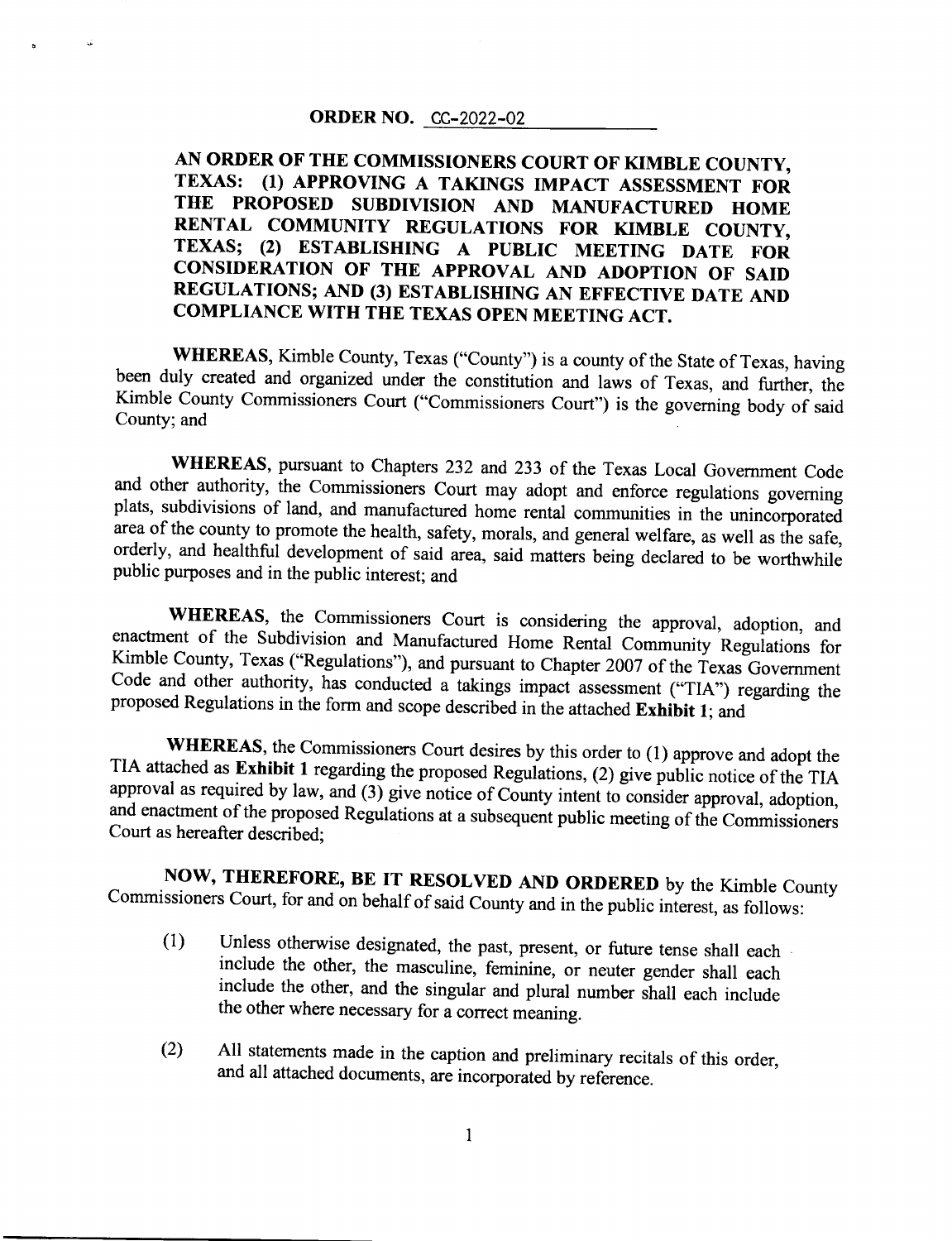**ORDER NO. CC-2022-02**

**AN ORDER OF THE COMMISSIONERS COURT OF KIMBLE COUNTY, TEXAS: (1) APPROVING A TAKINGS IMPACT ASSESSMENT FOR THE PROPOSED SUBDIVISION AND MANUFACTURED HOME RENTAL COMMUNITY REGULATIONS FOR KIMBLE COUNTY, TEXAS; (2) ESTABLISHING A PUBLIC MEETING DATE FOR CONSIDERATION OF THE APPROVAL AND ADOPTION OF SAID REGULATIONS; AND (3) ESTABLISHING AN EFFECTIVE DATE AND COMPLIANCE WITH THE TEXAS OPEN MEETING ACT.**

**WHEREAS,** Kimble County, Texas ("County") is a county of the State of Texas, having been duly created and organized under the constitution and laws of Texas, and further, the Kimble County Commissioners Court ("Commissioners Court") is the governing body of said County; and

**WHEREAS,** pursuant to Chapters 232 and 233 of the Texas Local Government Code and other authority, the Commissioners Court may adopt and enforce regulations governing plats, subdivisions of land, and manufactured home rental communities in the unincorporated area of the county to promote the health, safety, morals, and general welfare, as well as the safe, orderly, and healthful development of said area, said matters being declared to be worthwhile public purposes and in the public interest; and

**WHEREAS,** the Commissioners Court is considering the approval, adoption, and enactment of the Subdivision and Manufactured Home Rental Community Regulations for Kimble County, Texas ("Regulations"), and pursuant to Chapter 2007 of the Texas Government Code and other authority, has conducted a takings impact assessment ("TIA") regarding the proposed Regulations in the form and scope described in the attached **Exhibit 1**; and

**WHEREAS,** the Commissioners Court desires by this order to (1) approve and adopt the TIA attached as **Exhibit 1** regarding the proposed Regulations, (2) give public notice of the TIA approval as required by law, and (3) give notice of County intent to consider approval, adoption, and enactment of the proposed Regulations at a subsequent public meeting of the Commissioners Court as hereafter described;

**NOW, THEREFORE, BE IT RESOLVED AND ORDERED** by the Kimble County Commissioners Court, for and on behalf of said County and in the public interest, as follows:

(1) Unless otherwise designated, the past, present, or future tense shall each include the other, the masculine, feminine, or neuter gender shall each include the other, and the singular and plural number shall each include the other where necessary for a correct meaning.

(2) All statements made in the caption and preliminary recitals of this order, and all attached documents, are incorporated by reference.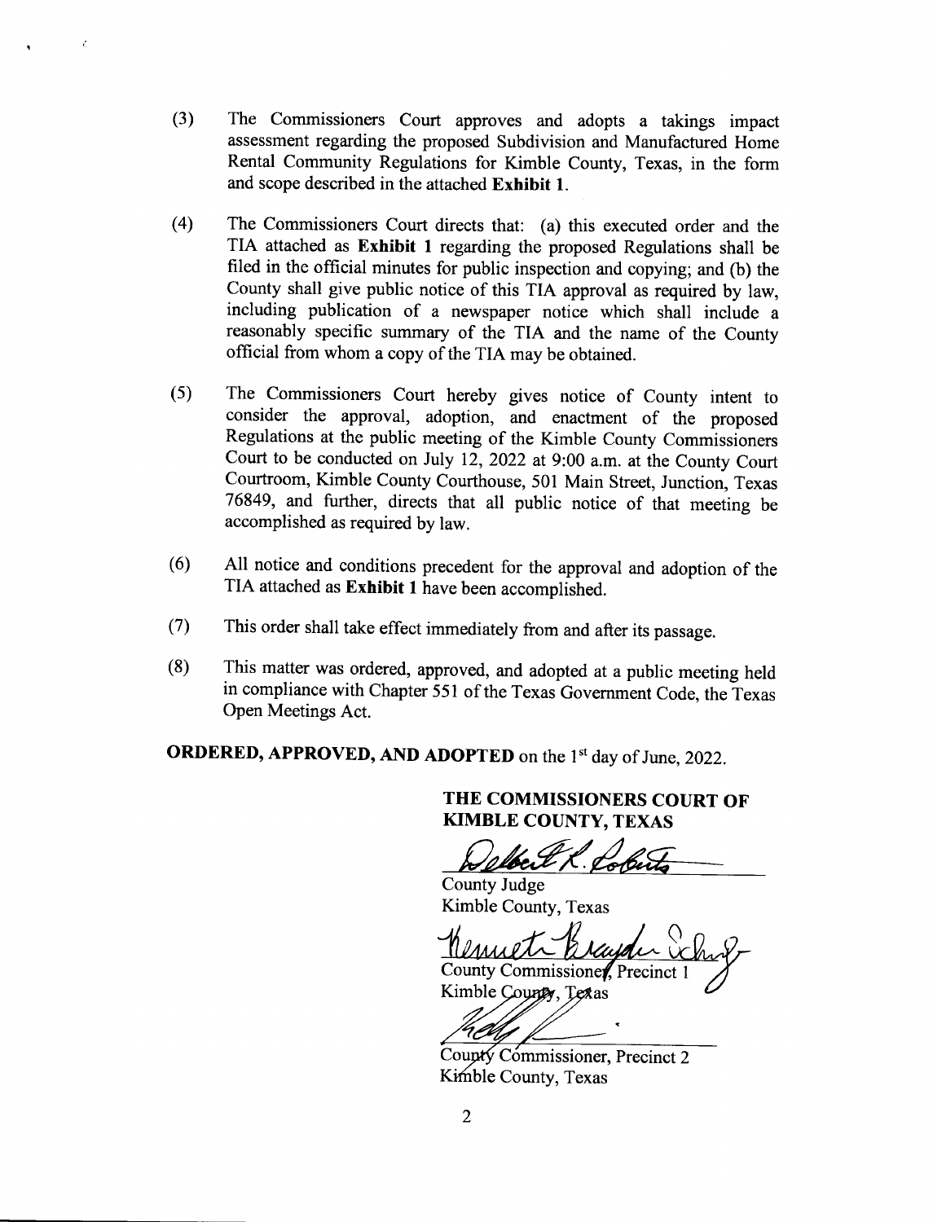(3) The Commissioners Court approves and adopts a takings impact assessment regarding the proposed Subdivision and Manufactured Home Rental Community Regulations for Kimble County, Texas, in the form and scope described in the attached **Exhibit 1**.

(4) The Commissioners Court directs that: (a) this executed order and the TIA attached as **Exhibit 1** regarding the proposed Regulations shall be filed in the official minutes for public inspection and copying; and (b) the County shall give public notice of this TIA approval as required by law, including publication of a newspaper notice which shall include a reasonably specific summary of the TIA and the name of the County official from whom a copy of the TIA may be obtained.

(5) The Commissioners Court hereby gives notice of County intent to consider the approval, adoption, and enactment of the proposed Regulations at the public meeting of the Kimble County Commissioners Court to be conducted on July 12, 2022 at 9:00 a.m. at the County Court Courtroom, Kimble County Courthouse, 501 Main Street, Junction, Texas 76849, and further, directs that all public notice of that meeting be accomplished as required by law.

(6) All notice and conditions precedent for the approval and adoption of the TIA attached as **Exhibit 1** have been accomplished.

(7) This order shall take effect immediately from and after its passage.

(8) This matter was ordered, approved, and adopted at a public meeting held in compliance with Chapter 551 of the Texas Government Code, the Texas Open Meetings Act.

**ORDERED, APPROVED, AND ADOPTED** on the 1st day of June, 2022.

**THE COMMISSIONERS COURT OF KIMBLE COUNTY, TEXAS**

Delbert R. Roberts

County Judge
Kimble County, Texas

Kenneth Brayden Schulze

County Commissioner, Precinct 1
Kimble County, Texas

County Commissioner, Precinct 2
Kimble County, Texas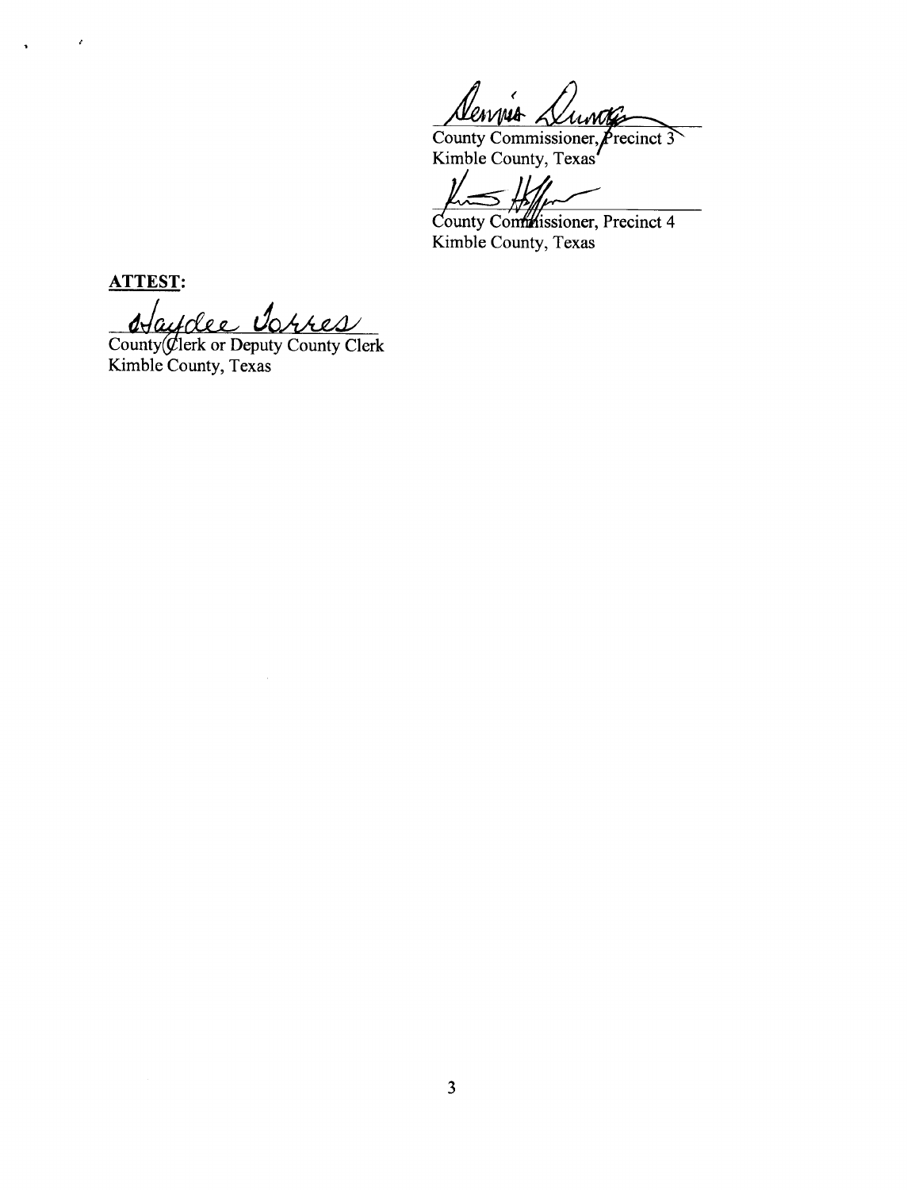County Commissioner, Precinct 3
Kimble County, Texas

County Commissioner, Precinct 4
Kimble County, Texas

**ATTEST:**

County Clerk or Deputy County Clerk
Kimble County, Texas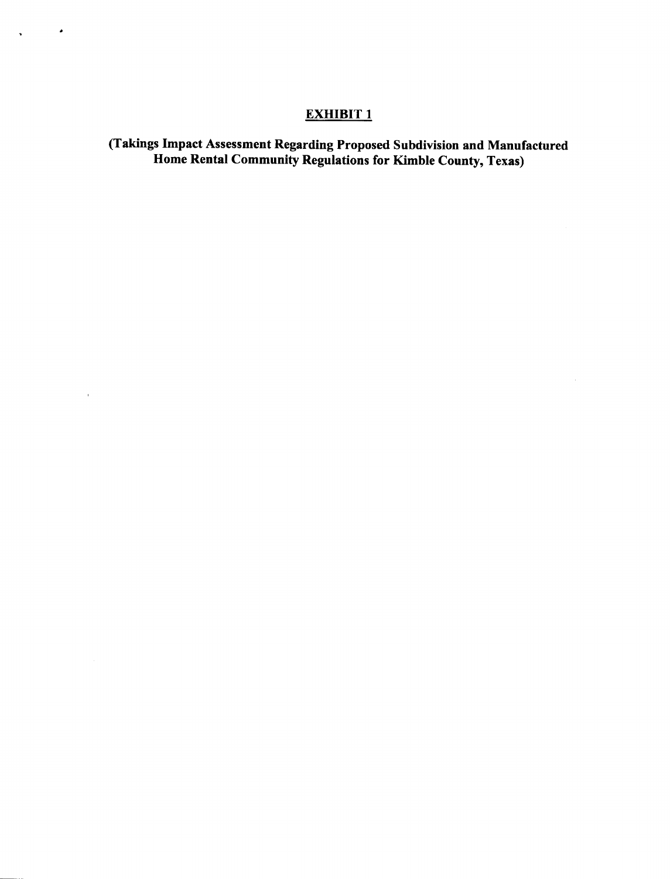# EXHIBIT 1

**(Takings Impact Assessment Regarding Proposed Subdivision and Manufactured Home Rental Community Regulations for Kimble County, Texas)**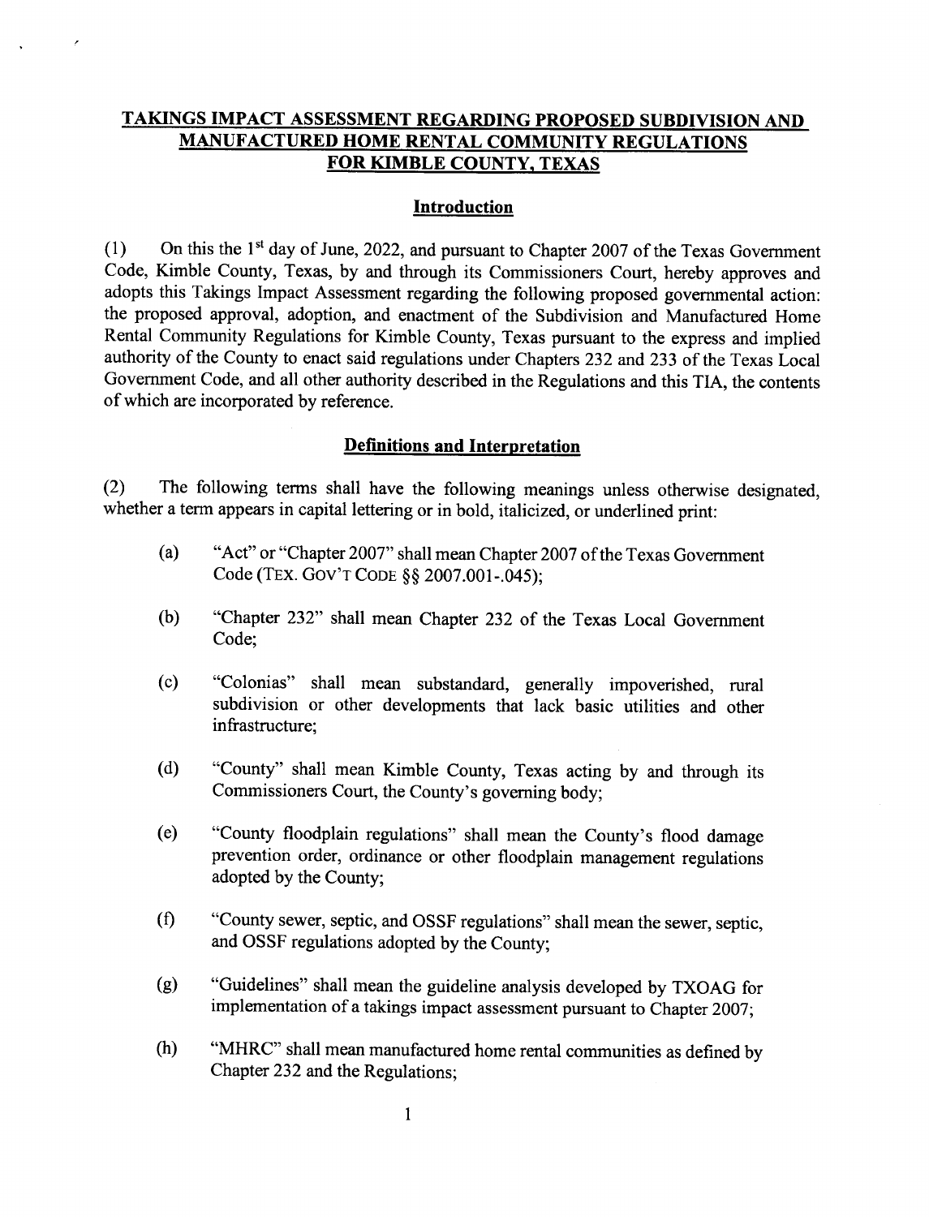# TAKINGS IMPACT ASSESSMENT REGARDING PROPOSED SUBDIVISION AND MANUFACTURED HOME RENTAL COMMUNITY REGULATIONS FOR KIMBLE COUNTY, TEXAS

## Introduction

(1) On this the 1st day of June, 2022, and pursuant to Chapter 2007 of the Texas Government Code, Kimble County, Texas, by and through its Commissioners Court, hereby approves and adopts this Takings Impact Assessment regarding the following proposed governmental action: the proposed approval, adoption, and enactment of the Subdivision and Manufactured Home Rental Community Regulations for Kimble County, Texas pursuant to the express and implied authority of the County to enact said regulations under Chapters 232 and 233 of the Texas Local Government Code, and all other authority described in the Regulations and this TIA, the contents of which are incorporated by reference.

## Definitions and Interpretation

(2) The following terms shall have the following meanings unless otherwise designated, whether a term appears in capital lettering or in bold, italicized, or underlined print:

- (a) "Act" or "Chapter 2007" shall mean Chapter 2007 of the Texas Government Code (TEX. GOV'T CODE §§ 2007.001-.045);
- (b) "Chapter 232" shall mean Chapter 232 of the Texas Local Government Code;
- (c) "Colonias" shall mean substandard, generally impoverished, rural subdivision or other developments that lack basic utilities and other infrastructure;
- (d) "County" shall mean Kimble County, Texas acting by and through its Commissioners Court, the County's governing body;
- (e) "County floodplain regulations" shall mean the County's flood damage prevention order, ordinance or other floodplain management regulations adopted by the County;
- (f) "County sewer, septic, and OSSF regulations" shall mean the sewer, septic, and OSSF regulations adopted by the County;
- (g) "Guidelines" shall mean the guideline analysis developed by TXOAG for implementation of a takings impact assessment pursuant to Chapter 2007;
- (h) "MHRC" shall mean manufactured home rental communities as defined by Chapter 232 and the Regulations;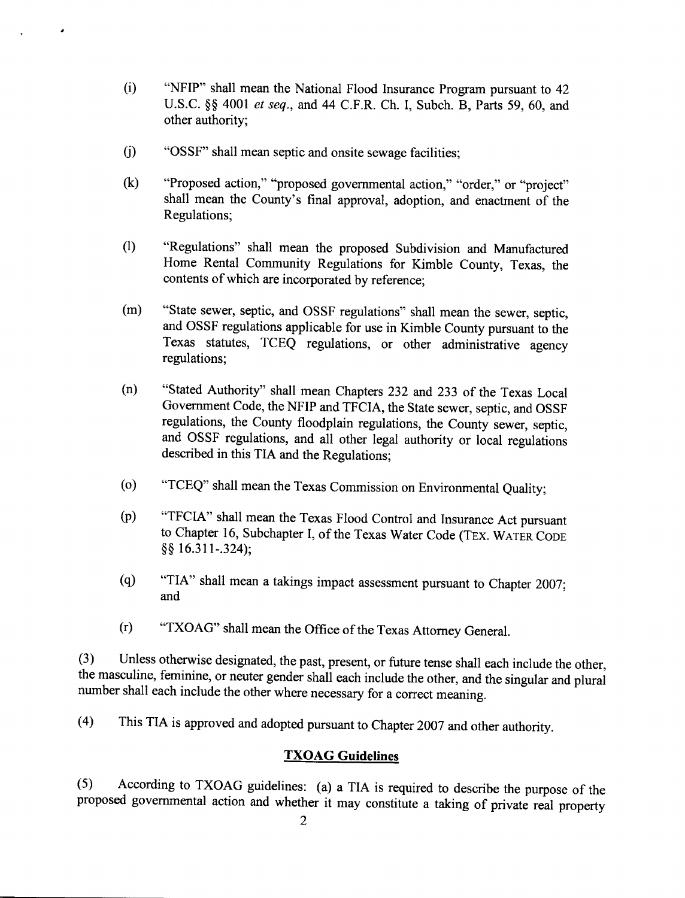(i) "NFIP" shall mean the National Flood Insurance Program pursuant to 42 U.S.C. §§ 4001 *et seq.*, and 44 C.F.R. Ch. I, Subch. B, Parts 59, 60, and other authority;

(j) "OSSF" shall mean septic and onsite sewage facilities;

(k) "Proposed action," "proposed governmental action," "order," or "project" shall mean the County's final approval, adoption, and enactment of the Regulations;

(l) "Regulations" shall mean the proposed Subdivision and Manufactured Home Rental Community Regulations for Kimble County, Texas, the contents of which are incorporated by reference;

(m) "State sewer, septic, and OSSF regulations" shall mean the sewer, septic, and OSSF regulations applicable for use in Kimble County pursuant to the Texas statutes, TCEQ regulations, or other administrative agency regulations;

(n) "Stated Authority" shall mean Chapters 232 and 233 of the Texas Local Government Code, the NFIP and TFCIA, the State sewer, septic, and OSSF regulations, the County floodplain regulations, the County sewer, septic, and OSSF regulations, and all other legal authority or local regulations described in this TIA and the Regulations;

(o) "TCEQ" shall mean the Texas Commission on Environmental Quality;

(p) "TFCIA" shall mean the Texas Flood Control and Insurance Act pursuant to Chapter 16, Subchapter I, of the Texas Water Code (TEX. WATER CODE §§ 16.311-.324);

(q) "TIA" shall mean a takings impact assessment pursuant to Chapter 2007; and

(r) "TXOAG" shall mean the Office of the Texas Attorney General.

(3) Unless otherwise designated, the past, present, or future tense shall each include the other, the masculine, feminine, or neuter gender shall each include the other, and the singular and plural number shall each include the other where necessary for a correct meaning.

(4) This TIA is approved and adopted pursuant to Chapter 2007 and other authority.

## TXOAG Guidelines

(5) According to TXOAG guidelines: (a) a TIA is required to describe the purpose of the proposed governmental action and whether it may constitute a taking of private real property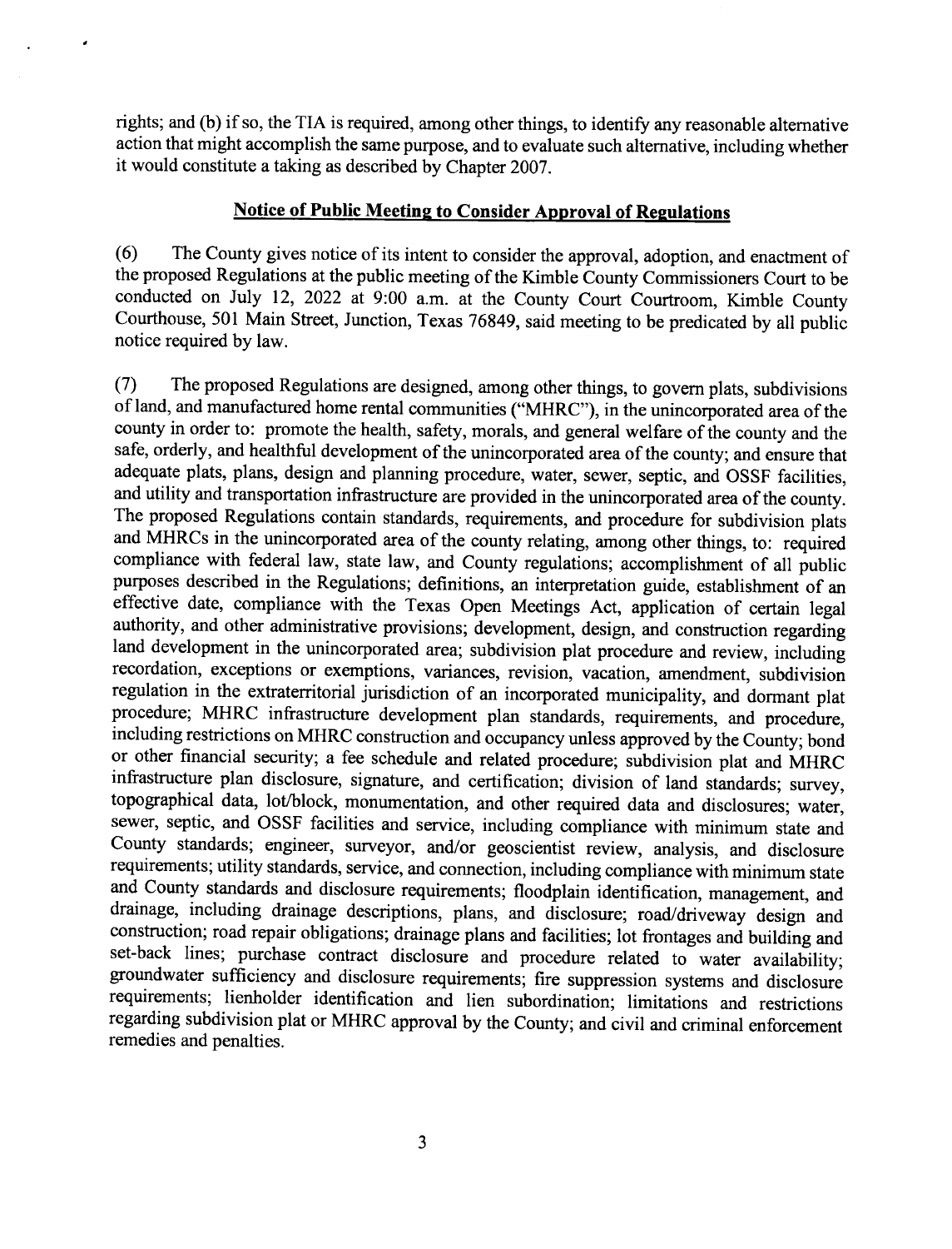rights; and (b) if so, the TIA is required, among other things, to identify any reasonable alternative action that might accomplish the same purpose, and to evaluate such alternative, including whether it would constitute a taking as described by Chapter 2007.

## Notice of Public Meeting to Consider Approval of Regulations

(6) The County gives notice of its intent to consider the approval, adoption, and enactment of the proposed Regulations at the public meeting of the Kimble County Commissioners Court to be conducted on July 12, 2022 at 9:00 a.m. at the County Court Courtroom, Kimble County Courthouse, 501 Main Street, Junction, Texas 76849, said meeting to be predicated by all public notice required by law.

(7) The proposed Regulations are designed, among other things, to govern plats, subdivisions of land, and manufactured home rental communities ("MHRC"), in the unincorporated area of the county in order to: promote the health, safety, morals, and general welfare of the county and the safe, orderly, and healthful development of the unincorporated area of the county; and ensure that adequate plats, plans, design and planning procedure, water, sewer, septic, and OSSF facilities, and utility and transportation infrastructure are provided in the unincorporated area of the county. The proposed Regulations contain standards, requirements, and procedure for subdivision plats and MHRCs in the unincorporated area of the county relating, among other things, to: required compliance with federal law, state law, and County regulations; accomplishment of all public purposes described in the Regulations; definitions, an interpretation guide, establishment of an effective date, compliance with the Texas Open Meetings Act, application of certain legal authority, and other administrative provisions; development, design, and construction regarding land development in the unincorporated area; subdivision plat procedure and review, including recordation, exceptions or exemptions, variances, revision, vacation, amendment, subdivision regulation in the extraterritorial jurisdiction of an incorporated municipality, and dormant plat procedure; MHRC infrastructure development plan standards, requirements, and procedure, including restrictions on MHRC construction and occupancy unless approved by the County; bond or other financial security; a fee schedule and related procedure; subdivision plat and MHRC infrastructure plan disclosure, signature, and certification; division of land standards; survey, topographical data, lot/block, monumentation, and other required data and disclosures; water, sewer, septic, and OSSF facilities and service, including compliance with minimum state and County standards; engineer, surveyor, and/or geoscientist review, analysis, and disclosure requirements; utility standards, service, and connection, including compliance with minimum state and County standards and disclosure requirements; floodplain identification, management, and drainage, including drainage descriptions, plans, and disclosure; road/driveway design and construction; road repair obligations; drainage plans and facilities; lot frontages and building and set-back lines; purchase contract disclosure and procedure related to water availability; groundwater sufficiency and disclosure requirements; fire suppression systems and disclosure requirements; lienholder identification and lien subordination; limitations and restrictions regarding subdivision plat or MHRC approval by the County; and civil and criminal enforcement remedies and penalties.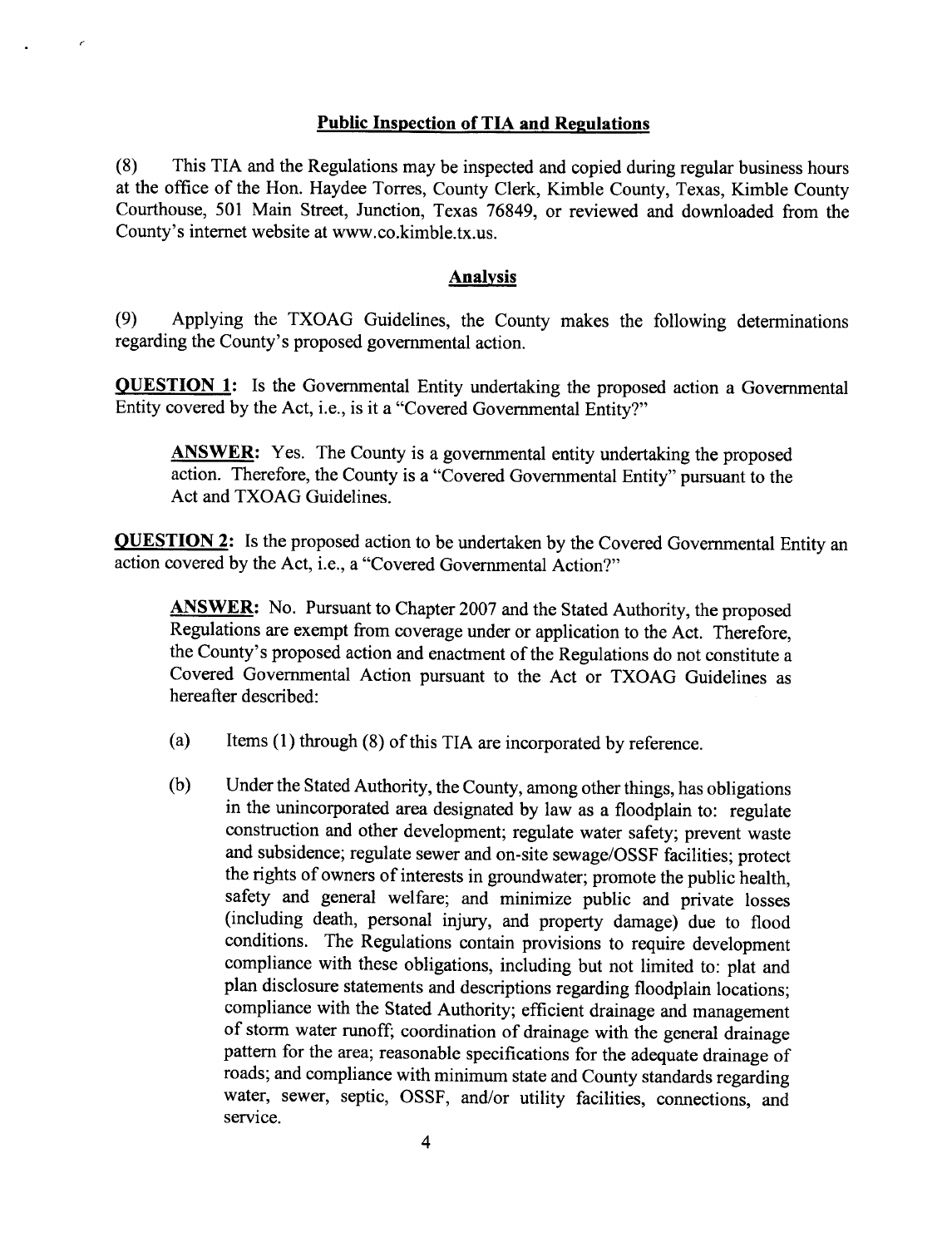## Public Inspection of TIA and Regulations

(8) This TIA and the Regulations may be inspected and copied during regular business hours at the office of the Hon. Haydee Torres, County Clerk, Kimble County, Texas, Kimble County Courthouse, 501 Main Street, Junction, Texas 76849, or reviewed and downloaded from the County's internet website at www.co.kimble.tx.us.

## Analysis

(9) Applying the TXOAG Guidelines, the County makes the following determinations regarding the County's proposed governmental action.

**QUESTION 1:** Is the Governmental Entity undertaking the proposed action a Governmental Entity covered by the Act, i.e., is it a "Covered Governmental Entity?"

> **ANSWER:** Yes. The County is a governmental entity undertaking the proposed action. Therefore, the County is a "Covered Governmental Entity" pursuant to the Act and TXOAG Guidelines.

**QUESTION 2:** Is the proposed action to be undertaken by the Covered Governmental Entity an action covered by the Act, i.e., a "Covered Governmental Action?"

> **ANSWER:** No. Pursuant to Chapter 2007 and the Stated Authority, the proposed Regulations are exempt from coverage under or application to the Act. Therefore, the County's proposed action and enactment of the Regulations do not constitute a Covered Governmental Action pursuant to the Act or TXOAG Guidelines as hereafter described:
>
> (a) Items (1) through (8) of this TIA are incorporated by reference.
>
> (b) Under the Stated Authority, the County, among other things, has obligations in the unincorporated area designated by law as a floodplain to: regulate construction and other development; regulate water safety; prevent waste and subsidence; regulate sewer and on-site sewage/OSSF facilities; protect the rights of owners of interests in groundwater; promote the public health, safety and general welfare; and minimize public and private losses (including death, personal injury, and property damage) due to flood conditions. The Regulations contain provisions to require development compliance with these obligations, including but not limited to: plat and plan disclosure statements and descriptions regarding floodplain locations; compliance with the Stated Authority; efficient drainage and management of storm water runoff; coordination of drainage with the general drainage pattern for the area; reasonable specifications for the adequate drainage of roads; and compliance with minimum state and County standards regarding water, sewer, septic, OSSF, and/or utility facilities, connections, and service.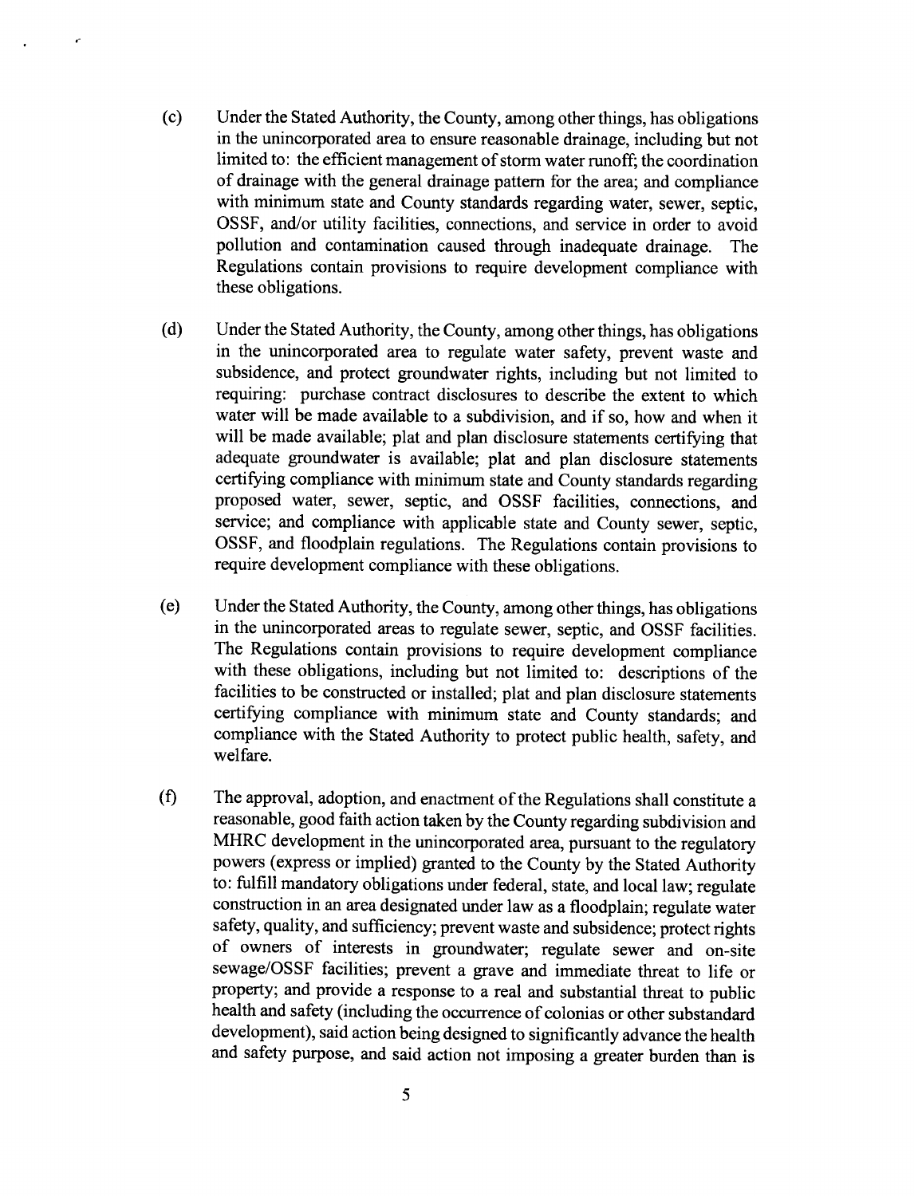(c) Under the Stated Authority, the County, among other things, has obligations in the unincorporated area to ensure reasonable drainage, including but not limited to: the efficient management of storm water runoff; the coordination of drainage with the general drainage pattern for the area; and compliance with minimum state and County standards regarding water, sewer, septic, OSSF, and/or utility facilities, connections, and service in order to avoid pollution and contamination caused through inadequate drainage. The Regulations contain provisions to require development compliance with these obligations.

(d) Under the Stated Authority, the County, among other things, has obligations in the unincorporated area to regulate water safety, prevent waste and subsidence, and protect groundwater rights, including but not limited to requiring: purchase contract disclosures to describe the extent to which water will be made available to a subdivision, and if so, how and when it will be made available; plat and plan disclosure statements certifying that adequate groundwater is available; plat and plan disclosure statements certifying compliance with minimum state and County standards regarding proposed water, sewer, septic, and OSSF facilities, connections, and service; and compliance with applicable state and County sewer, septic, OSSF, and floodplain regulations. The Regulations contain provisions to require development compliance with these obligations.

(e) Under the Stated Authority, the County, among other things, has obligations in the unincorporated areas to regulate sewer, septic, and OSSF facilities. The Regulations contain provisions to require development compliance with these obligations, including but not limited to: descriptions of the facilities to be constructed or installed; plat and plan disclosure statements certifying compliance with minimum state and County standards; and compliance with the Stated Authority to protect public health, safety, and welfare.

(f) The approval, adoption, and enactment of the Regulations shall constitute a reasonable, good faith action taken by the County regarding subdivision and MHRC development in the unincorporated area, pursuant to the regulatory powers (express or implied) granted to the County by the Stated Authority to: fulfill mandatory obligations under federal, state, and local law; regulate construction in an area designated under law as a floodplain; regulate water safety, quality, and sufficiency; prevent waste and subsidence; protect rights of owners of interests in groundwater; regulate sewer and on-site sewage/OSSF facilities; prevent a grave and immediate threat to life or property; and provide a response to a real and substantial threat to public health and safety (including the occurrence of colonias or other substandard development), said action being designed to significantly advance the health and safety purpose, and said action not imposing a greater burden than is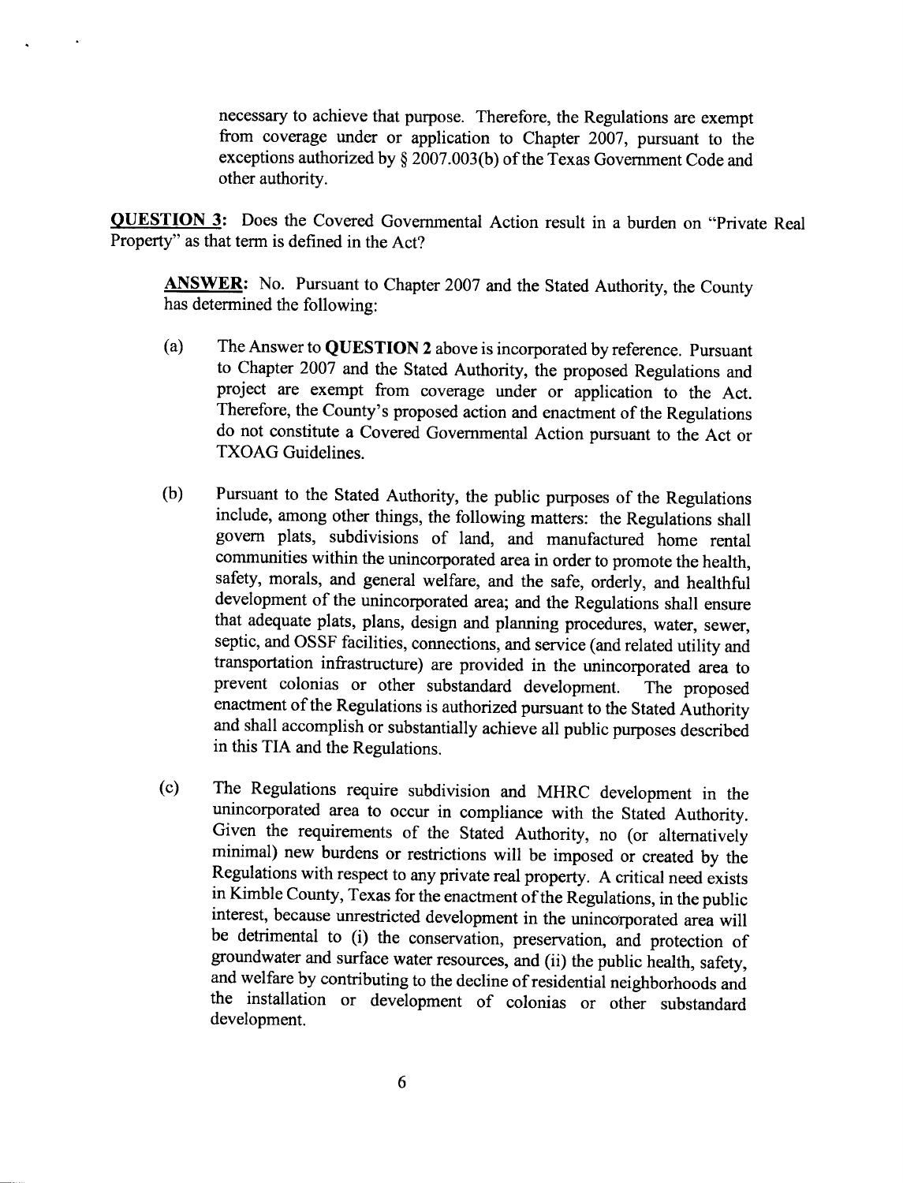necessary to achieve that purpose. Therefore, the Regulations are exempt from coverage under or application to Chapter 2007, pursuant to the exceptions authorized by § 2007.003(b) of the Texas Government Code and other authority.

**QUESTION 3:** Does the Covered Governmental Action result in a burden on "Private Real Property" as that term is defined in the Act?

**ANSWER:** No. Pursuant to Chapter 2007 and the Stated Authority, the County has determined the following:

(a) The Answer to **QUESTION 2** above is incorporated by reference. Pursuant to Chapter 2007 and the Stated Authority, the proposed Regulations and project are exempt from coverage under or application to the Act. Therefore, the County's proposed action and enactment of the Regulations do not constitute a Covered Governmental Action pursuant to the Act or TXOAG Guidelines.

(b) Pursuant to the Stated Authority, the public purposes of the Regulations include, among other things, the following matters: the Regulations shall govern plats, subdivisions of land, and manufactured home rental communities within the unincorporated area in order to promote the health, safety, morals, and general welfare, and the safe, orderly, and healthful development of the unincorporated area; and the Regulations shall ensure that adequate plats, plans, design and planning procedures, water, sewer, septic, and OSSF facilities, connections, and service (and related utility and transportation infrastructure) are provided in the unincorporated area to prevent colonias or other substandard development. The proposed enactment of the Regulations is authorized pursuant to the Stated Authority and shall accomplish or substantially achieve all public purposes described in this TIA and the Regulations.

(c) The Regulations require subdivision and MHRC development in the unincorporated area to occur in compliance with the Stated Authority. Given the requirements of the Stated Authority, no (or alternatively minimal) new burdens or restrictions will be imposed or created by the Regulations with respect to any private real property. A critical need exists in Kimble County, Texas for the enactment of the Regulations, in the public interest, because unrestricted development in the unincorporated area will be detrimental to (i) the conservation, preservation, and protection of groundwater and surface water resources, and (ii) the public health, safety, and welfare by contributing to the decline of residential neighborhoods and the installation or development of colonias or other substandard development.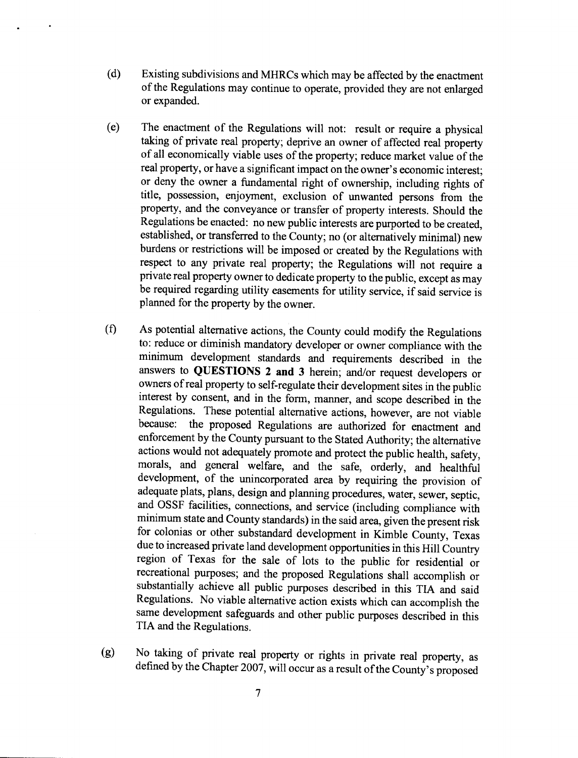(d) Existing subdivisions and MHRCs which may be affected by the enactment of the Regulations may continue to operate, provided they are not enlarged or expanded.

(e) The enactment of the Regulations will not: result or require a physical taking of private real property; deprive an owner of affected real property of all economically viable uses of the property; reduce market value of the real property, or have a significant impact on the owner's economic interest; or deny the owner a fundamental right of ownership, including rights of title, possession, enjoyment, exclusion of unwanted persons from the property, and the conveyance or transfer of property interests. Should the Regulations be enacted: no new public interests are purported to be created, established, or transferred to the County; no (or alternatively minimal) new burdens or restrictions will be imposed or created by the Regulations with respect to any private real property; the Regulations will not require a private real property owner to dedicate property to the public, except as may be required regarding utility easements for utility service, if said service is planned for the property by the owner.

(f) As potential alternative actions, the County could modify the Regulations to: reduce or diminish mandatory developer or owner compliance with the minimum development standards and requirements described in the answers to **QUESTIONS 2 and 3** herein; and/or request developers or owners of real property to self-regulate their development sites in the public interest by consent, and in the form, manner, and scope described in the Regulations. These potential alternative actions, however, are not viable because: the proposed Regulations are authorized for enactment and enforcement by the County pursuant to the Stated Authority; the alternative actions would not adequately promote and protect the public health, safety, morals, and general welfare, and the safe, orderly, and healthful development, of the unincorporated area by requiring the provision of adequate plats, plans, design and planning procedures, water, sewer, septic, and OSSF facilities, connections, and service (including compliance with minimum state and County standards) in the said area, given the present risk for colonias or other substandard development in Kimble County, Texas due to increased private land development opportunities in this Hill Country region of Texas for the sale of lots to the public for residential or recreational purposes; and the proposed Regulations shall accomplish or substantially achieve all public purposes described in this TIA and said Regulations. No viable alternative action exists which can accomplish the same development safeguards and other public purposes described in this TIA and the Regulations.

(g) No taking of private real property or rights in private real property, as defined by the Chapter 2007, will occur as a result of the County's proposed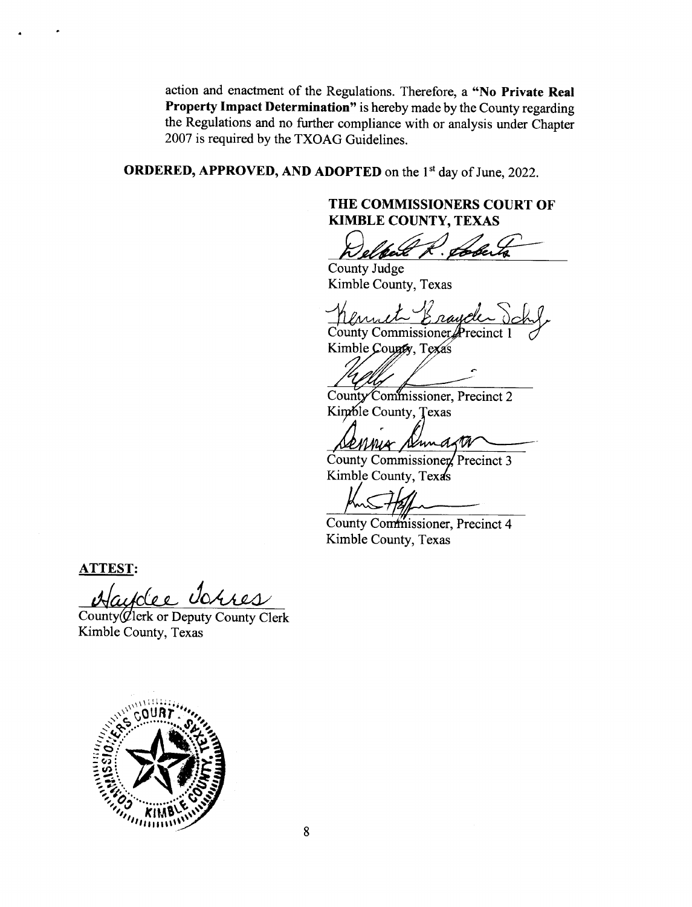action and enactment of the Regulations. Therefore, a **"No Private Real Property Impact Determination"** is hereby made by the County regarding the Regulations and no further compliance with or analysis under Chapter 2007 is required by the TXOAG Guidelines.

**ORDERED, APPROVED, AND ADOPTED** on the 1st day of June, 2022.

**THE COMMISSIONERS COURT OF KIMBLE COUNTY, TEXAS**

Delbert R. Roberts

County Judge
Kimble County, Texas

Kenneth Brayden Schulze

County Commissioner, Precinct 1
Kimble County, Texas

County Commissioner, Precinct 2
Kimble County, Texas

Dennis Dunagan

County Commissioner, Precinct 3
Kimble County, Texas

County Commissioner, Precinct 4
Kimble County, Texas

**ATTEST:**

Haydee Torres

County Clerk or Deputy County Clerk
Kimble County, Texas

COMMISSIONERS COURT · KIMBLE COUNTY, TEXAS